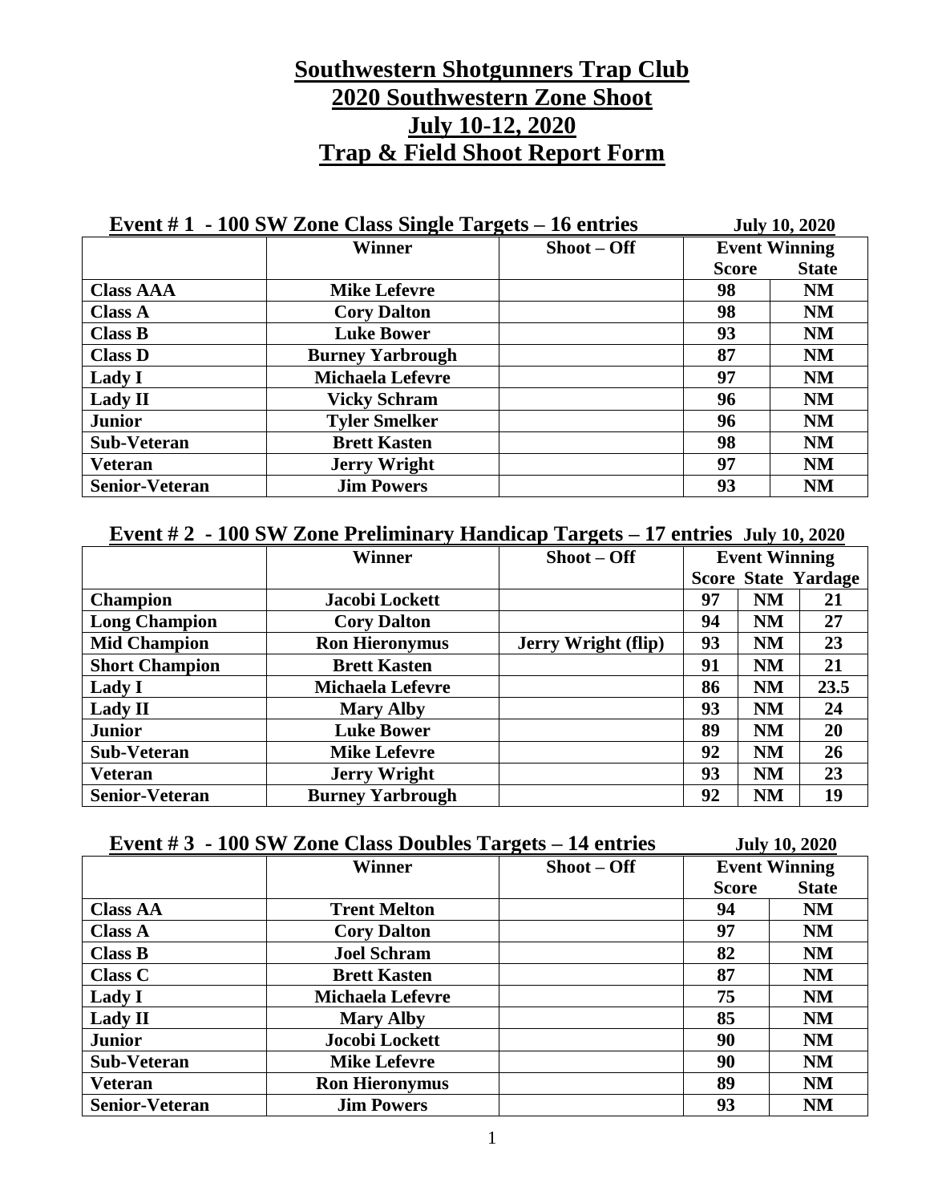# Southwestern Shotgunners Trap Club
# 2020 Southwestern Zone Shoot
# July 10-12, 2020
# Trap & Field Shoot Report Form

**Event # 1 - 100 SW Zone Class Single Targets – 16 entries** **July 10, 2020**

| | Winner | Shoot – Off | Event Winning | |
|---|---|---|---|---|
| | | | Score | State |
| Class AAA | Mike Lefevre | | 98 | NM |
| Class A | Cory Dalton | | 98 | NM |
| Class B | Luke Bower | | 93 | NM |
| Class D | Burney Yarbrough | | 87 | NM |
| Lady I | Michaela Lefevre | | 97 | NM |
| Lady II | Vicky Schram | | 96 | NM |
| Junior | Tyler Smelker | | 96 | NM |
| Sub-Veteran | Brett Kasten | | 98 | NM |
| Veteran | Jerry Wright | | 97 | NM |
| Senior-Veteran | Jim Powers | | 93 | NM |

**Event # 2 - 100 SW Zone Preliminary Handicap Targets – 17 entries** **July 10, 2020**

| | Winner | Shoot – Off | Event Winning | | |
|---|---|---|---|---|---|
| | | | Score | State | Yardage |
| Champion | Jacobi Lockett | | 97 | NM | 21 |
| Long Champion | Cory Dalton | | 94 | NM | 27 |
| Mid Champion | Ron Hieronymus | Jerry Wright (flip) | 93 | NM | 23 |
| Short Champion | Brett Kasten | | 91 | NM | 21 |
| Lady I | Michaela Lefevre | | 86 | NM | 23.5 |
| Lady II | Mary Alby | | 93 | NM | 24 |
| Junior | Luke Bower | | 89 | NM | 20 |
| Sub-Veteran | Mike Lefevre | | 92 | NM | 26 |
| Veteran | Jerry Wright | | 93 | NM | 23 |
| Senior-Veteran | Burney Yarbrough | | 92 | NM | 19 |

**Event # 3 - 100 SW Zone Class Doubles Targets – 14 entries** **July 10, 2020**

| | Winner | Shoot – Off | Event Winning | |
|---|---|---|---|---|
| | | | Score | State |
| Class AA | Trent Melton | | 94 | NM |
| Class A | Cory Dalton | | 97 | NM |
| Class B | Joel Schram | | 82 | NM |
| Class C | Brett Kasten | | 87 | NM |
| Lady I | Michaela Lefevre | | 75 | NM |
| Lady II | Mary Alby | | 85 | NM |
| Junior | Jocobi Lockett | | 90 | NM |
| Sub-Veteran | Mike Lefevre | | 90 | NM |
| Veteran | Ron Hieronymus | | 89 | NM |
| Senior-Veteran | Jim Powers | | 93 | NM |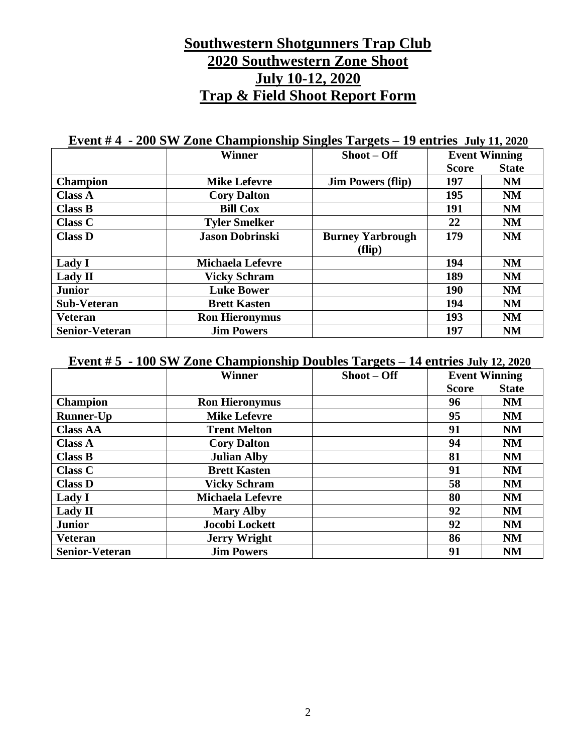# Southwestern Shotgunners Trap Club
# 2020 Southwestern Zone Shoot
# July 10-12, 2020
# Trap & Field Shoot Report Form

## Event # 4 - 200 SW Zone Championship Singles Targets – 19 entries July 11, 2020

| | Winner | Shoot – Off | Event Winning | |
|---|---|---|---|---|
| | | | Score | State |
| **Champion** | **Mike Lefevre** | **Jim Powers (flip)** | **197** | **NM** |
| **Class A** | **Cory Dalton** | | **195** | **NM** |
| **Class B** | **Bill Cox** | | **191** | **NM** |
| **Class C** | **Tyler Smelker** | | **22** | **NM** |
| **Class D** | **Jason Dobrinski** | **Burney Yarbrough (flip)** | **179** | **NM** |
| **Lady I** | **Michaela Lefevre** | | **194** | **NM** |
| **Lady II** | **Vicky Schram** | | **189** | **NM** |
| **Junior** | **Luke Bower** | | **190** | **NM** |
| **Sub-Veteran** | **Brett Kasten** | | **194** | **NM** |
| **Veteran** | **Ron Hieronymus** | | **193** | **NM** |
| **Senior-Veteran** | **Jim Powers** | | **197** | **NM** |

## Event # 5 - 100 SW Zone Championship Doubles Targets – 14 entries July 12, 2020

| | Winner | Shoot – Off | Event Winning | |
|---|---|---|---|---|
| | | | Score | State |
| **Champion** | **Ron Hieronymus** | | **96** | **NM** |
| **Runner-Up** | **Mike Lefevre** | | **95** | **NM** |
| **Class AA** | **Trent Melton** | | **91** | **NM** |
| **Class A** | **Cory Dalton** | | **94** | **NM** |
| **Class B** | **Julian Alby** | | **81** | **NM** |
| **Class C** | **Brett Kasten** | | **91** | **NM** |
| **Class D** | **Vicky Schram** | | **58** | **NM** |
| **Lady I** | **Michaela Lefevre** | | **80** | **NM** |
| **Lady II** | **Mary Alby** | | **92** | **NM** |
| **Junior** | **Jocobi Lockett** | | **92** | **NM** |
| **Veteran** | **Jerry Wright** | | **86** | **NM** |
| **Senior-Veteran** | **Jim Powers** | | **91** | **NM** |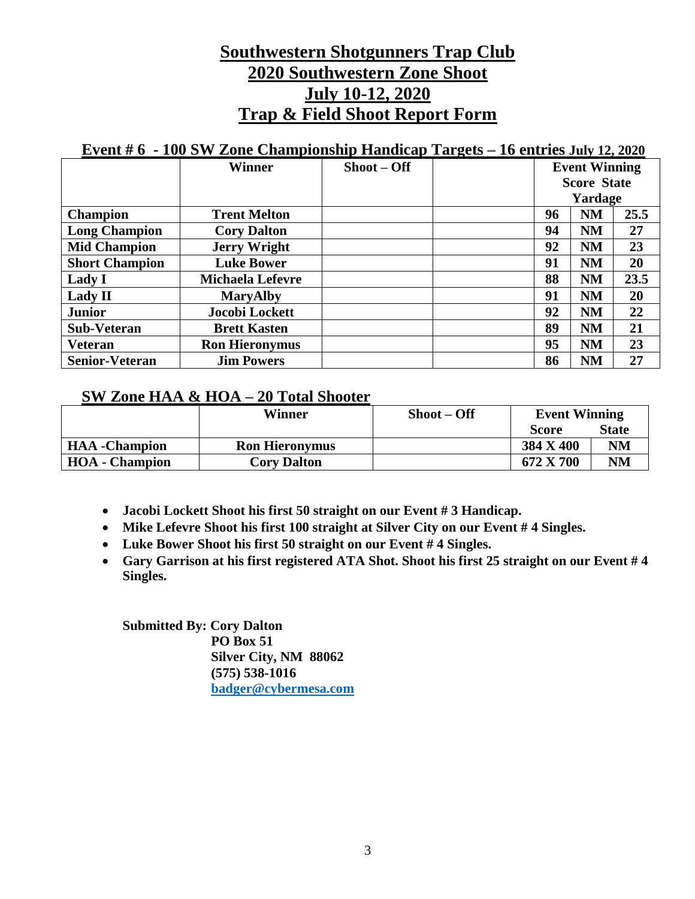# Southwestern Shotgunners Trap Club
# 2020 Southwestern Zone Shoot
# July 10-12, 2020
# Trap & Field Shoot Report Form

**Event # 6 - 100 SW Zone Championship Handicap Targets – 16 entries July 12, 2020**

| | Winner | Shoot – Off | | Event Winning Score State Yardage | | |
|---|---|---|---|---|---|---|
| **Champion** | **Trent Melton** | | | **96** | **NM** | **25.5** |
| **Long Champion** | **Cory Dalton** | | | **94** | **NM** | **27** |
| **Mid Champion** | **Jerry Wright** | | | **92** | **NM** | **23** |
| **Short Champion** | **Luke Bower** | | | **91** | **NM** | **20** |
| **Lady I** | **Michaela Lefevre** | | | **88** | **NM** | **23.5** |
| **Lady II** | **MaryAlby** | | | **91** | **NM** | **20** |
| **Junior** | **Jocobi Lockett** | | | **92** | **NM** | **22** |
| **Sub-Veteran** | **Brett Kasten** | | | **89** | **NM** | **21** |
| **Veteran** | **Ron Hieronymus** | | | **95** | **NM** | **23** |
| **Senior-Veteran** | **Jim Powers** | | | **86** | **NM** | **27** |

**SW Zone HAA & HOA – 20 Total Shooter**

| | Winner | Shoot – Off | Event Winning Score | State |
|---|---|---|---|---|
| **HAA -Champion** | **Ron Hieronymus** | | **384 X 400** | **NM** |
| **HOA - Champion** | **Cory Dalton** | | **672 X 700** | **NM** |

- **Jacobi Lockett Shoot his first 50 straight on our Event # 3 Handicap.**
- **Mike Lefevre Shoot his first 100 straight at Silver City on our Event # 4 Singles.**
- **Luke Bower Shoot his first 50 straight on our Event # 4 Singles.**
- **Gary Garrison at his first registered ATA Shot. Shoot his first 25 straight on our Event # 4 Singles.**

**Submitted By: Cory Dalton**
**PO Box 51**
**Silver City, NM 88062**
**(575) 538-1016**
**badger@cybermesa.com**